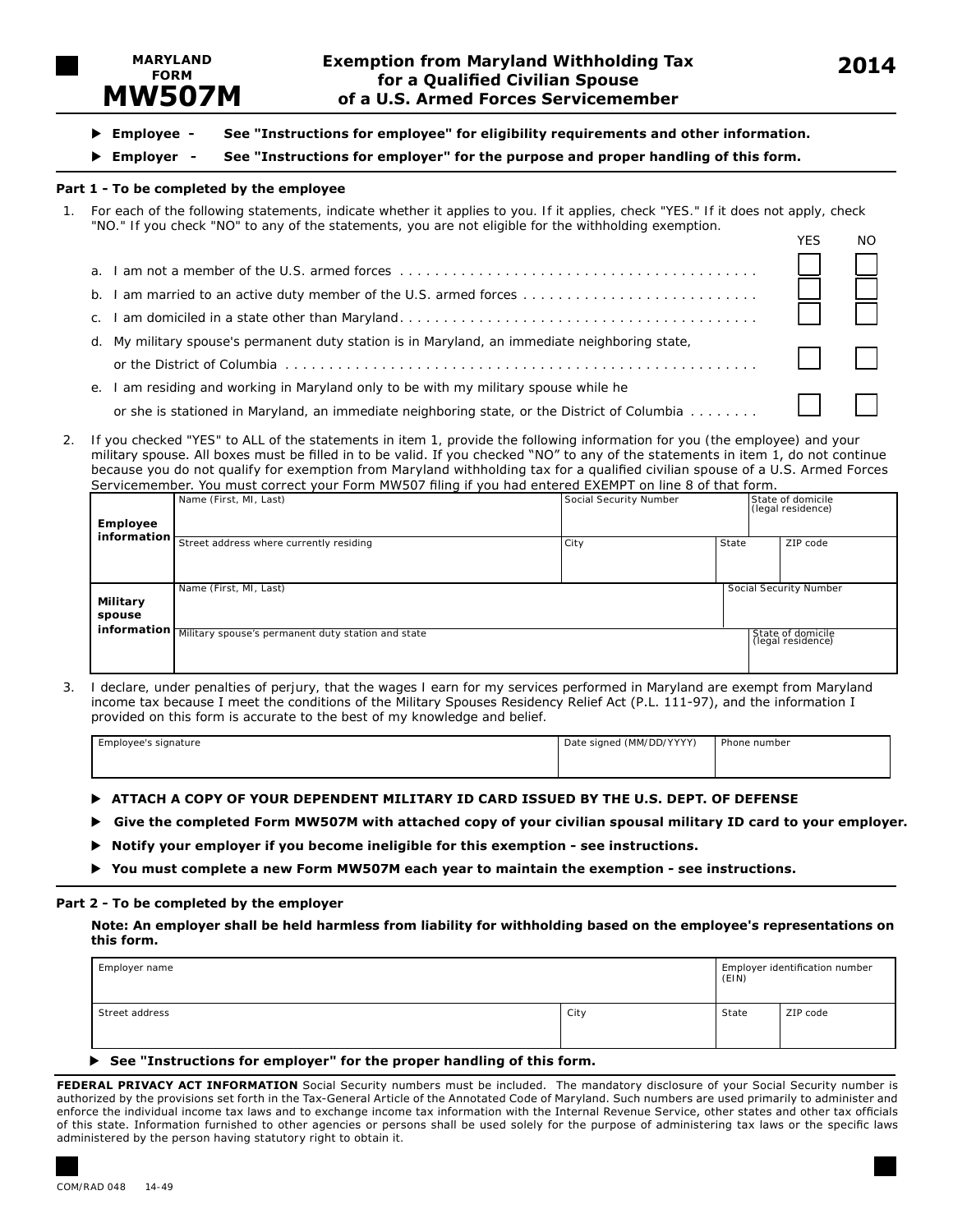**MARYLAND FORM**
# MW507M

## Exemption from Maryland Withholding Tax for a Qualified Civilian Spouse of a U.S. Armed Forces Servicemember

**2014**

▶ **Employee -** **See "Instructions for employee" for eligibility requirements and other information.**

▶ **Employer -** **See "Instructions for employer" for the purpose and proper handling of this form.**

### Part 1 - To be completed by the employee

1. For each of the following statements, indicate whether it applies to you. If it applies, check "YES." If it does not apply, check "NO." If you check "NO" to any of the statements, you are not eligible for the withholding exemption.

| | YES | NO |
|---|---|---|
| a. I am not a member of the U.S. armed forces | ☐ | ☐ |
| b. I am married to an active duty member of the U.S. armed forces | ☐ | ☐ |
| c. I am domiciled in a state other than Maryland | ☐ | ☐ |
| d. My military spouse's permanent duty station is in Maryland, an immediate neighboring state, or the District of Columbia | ☐ | ☐ |
| e. I am residing and working in Maryland only to be with my military spouse while he or she is stationed in Maryland, an immediate neighboring state, or the District of Columbia | ☐ | ☐ |

2. If you checked "YES" to ALL of the statements in item 1, provide the following information for you (the employee) and your military spouse. All boxes must be filled in to be valid. If you checked "NO" to any of the statements in item 1, do not continue because you do not qualify for exemption from Maryland withholding tax for a qualified civilian spouse of a U.S. Armed Forces Servicemember. You must correct your Form MW507 filing if you had entered EXEMPT on line 8 of that form.

| | | | | |
|---|---|---|---|---|
| **Employee information** | Name (First, MI, Last) | Social Security Number | | State of domicile (legal residence) |
| | Street address where currently residing | City | State | ZIP code |
| **Military spouse information** | Name (First, MI, Last) | | | Social Security Number |
| | Military spouse's permanent duty station and state | | | State of domicile (legal residence) |

3. I declare, under penalties of perjury, that the wages I earn for my services performed in Maryland are exempt from Maryland income tax because I meet the conditions of the Military Spouses Residency Relief Act (P.L. 111-97), and the information I provided on this form is accurate to the best of my knowledge and belief.

| Employee's signature | Date signed (MM/DD/YYYY) | Phone number |
|---|---|---|
| | | |

▶ **ATTACH A COPY OF YOUR DEPENDENT MILITARY ID CARD ISSUED BY THE U.S. DEPT. OF DEFENSE**

▶ **Give the completed Form MW507M with attached copy of your civilian spousal military ID card to your employer.**

▶ **Notify your employer if you become ineligible for this exemption - see instructions.**

▶ **You must complete a new Form MW507M each year to maintain the exemption - see instructions.**

### Part 2 - To be completed by the employer

**Note: An employer shall be held harmless from liability for withholding based on the employee's representations on this form.**

| Employer name | | | Employer identification number (EIN) |
|---|---|---|---|
| **Street address** | **City** | **State** | **ZIP code** |
| | | | |

▶ **See "Instructions for employer" for the proper handling of this form.**

**FEDERAL PRIVACY ACT INFORMATION** Social Security numbers must be included. The mandatory disclosure of your Social Security number is authorized by the provisions set forth in the Tax-General Article of the Annotated Code of Maryland. Such numbers are used primarily to administer and enforce the individual income tax laws and to exchange income tax information with the Internal Revenue Service, other states and other tax officials of this state. Information furnished to other agencies or persons shall be used solely for the purpose of administering tax laws or the specific laws administered by the person having statutory right to obtain it.

COM/RAD 048 14-49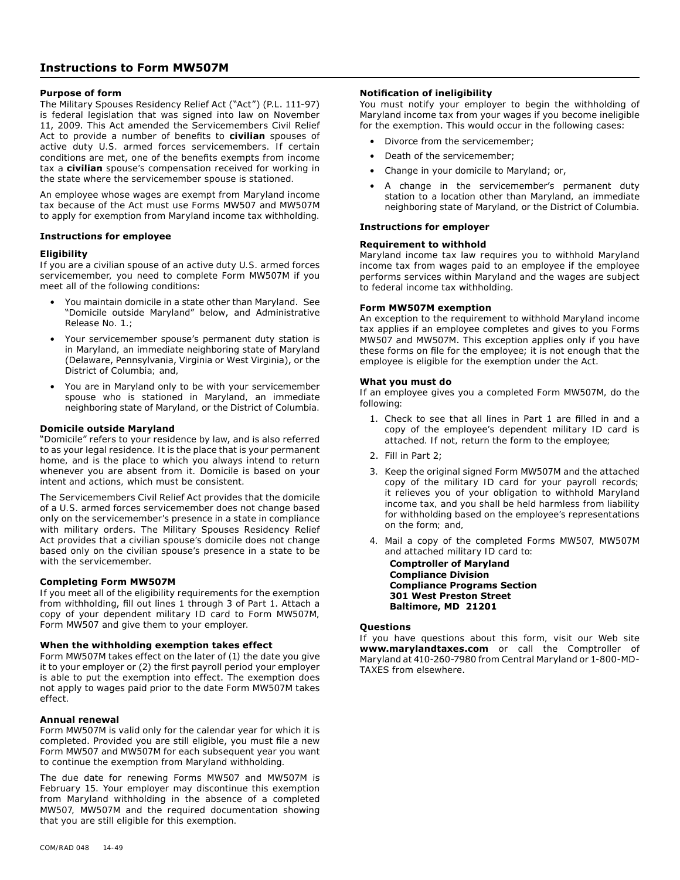# Instructions to Form MW507M

## Purpose of form

The Military Spouses Residency Relief Act ("Act") (P.L. 111-97) is federal legislation that was signed into law on November 11, 2009. This Act amended the Servicemembers Civil Relief Act to provide a number of benefits to **civilian** spouses of active duty U.S. armed forces servicemembers. If certain conditions are met, one of the benefits exempts from income tax a **civilian** spouse's compensation received for working in the state where the servicemember spouse is stationed.

An employee whose wages are exempt from Maryland income tax because of the Act must use Forms MW507 and MW507M to apply for exemption from Maryland income tax withholding.

## Instructions for employee

### Eligibility

If you are a civilian spouse of an active duty U.S. armed forces servicemember, you need to complete Form MW507M if you meet all of the following conditions:

- You maintain domicile in a state other than Maryland. See "Domicile outside Maryland" below, and Administrative Release No. 1.;
- Your servicemember spouse's permanent duty station is in Maryland, an immediate neighboring state of Maryland (Delaware, Pennsylvania, Virginia or West Virginia), or the District of Columbia; and,
- You are in Maryland only to be with your servicemember spouse who is stationed in Maryland, an immediate neighboring state of Maryland, or the District of Columbia.

### Domicile outside Maryland

"Domicile" refers to your residence by law, and is also referred to as your legal residence. It is the place that is your permanent home, and is the place to which you always intend to return whenever you are absent from it. Domicile is based on your intent and actions, which must be consistent.

The Servicemembers Civil Relief Act provides that the domicile of a U.S. armed forces servicemember does not change based only on the servicemember's presence in a state in compliance with military orders. The Military Spouses Residency Relief Act provides that a civilian spouse's domicile does not change based only on the civilian spouse's presence in a state to be with the servicemember.

### Completing Form MW507M

If you meet all of the eligibility requirements for the exemption from withholding, fill out lines 1 through 3 of Part 1. Attach a copy of your dependent military ID card to Form MW507M, Form MW507 and give them to your employer.

### When the withholding exemption takes effect

Form MW507M takes effect on the later of (1) the date you give it to your employer or (2) the first payroll period your employer is able to put the exemption into effect. The exemption does not apply to wages paid prior to the date Form MW507M takes effect.

### Annual renewal

Form MW507M is valid only for the calendar year for which it is completed. Provided you are still eligible, you must file a new Form MW507 and MW507M for each subsequent year you want to continue the exemption from Maryland withholding.

The due date for renewing Forms MW507 and MW507M is February 15. Your employer may discontinue this exemption from Maryland withholding in the absence of a completed MW507, MW507M and the required documentation showing that you are still eligible for this exemption.

### Notification of ineligibility

You must notify your employer to begin the withholding of Maryland income tax from your wages if you become ineligible for the exemption. This would occur in the following cases:

- Divorce from the servicemember;
- Death of the servicemember;
- Change in your domicile to Maryland; or,
- A change in the servicemember's permanent duty station to a location other than Maryland, an immediate neighboring state of Maryland, or the District of Columbia.

## Instructions for employer

### Requirement to withhold

Maryland income tax law requires you to withhold Maryland income tax from wages paid to an employee if the employee performs services within Maryland and the wages are subject to federal income tax withholding.

### Form MW507M exemption

An exception to the requirement to withhold Maryland income tax applies if an employee completes and gives to you Forms MW507 and MW507M. This exception applies only if you have these forms on file for the employee; it is not enough that the employee is eligible for the exemption under the Act.

### What you must do

If an employee gives you a completed Form MW507M, do the following:

1. Check to see that all lines in Part 1 are filled in and a copy of the employee's dependent military ID card is attached. If not, return the form to the employee;
2. Fill in Part 2;
3. Keep the original signed Form MW507M and the attached copy of the military ID card for your payroll records; it relieves you of your obligation to withhold Maryland income tax, and you shall be held harmless from liability for withholding based on the employee's representations on the form; and,
4. Mail a copy of the completed Forms MW507, MW507M and attached military ID card to:

   **Comptroller of Maryland**
   **Compliance Division**
   **Compliance Programs Section**
   **301 West Preston Street**
   **Baltimore, MD 21201**

### Questions

If you have questions about this form, visit our Web site **www.marylandtaxes.com** or call the Comptroller of Maryland at 410-260-7980 from Central Maryland or 1-800-MD-TAXES from elsewhere.

COM/RAD 048 14-49